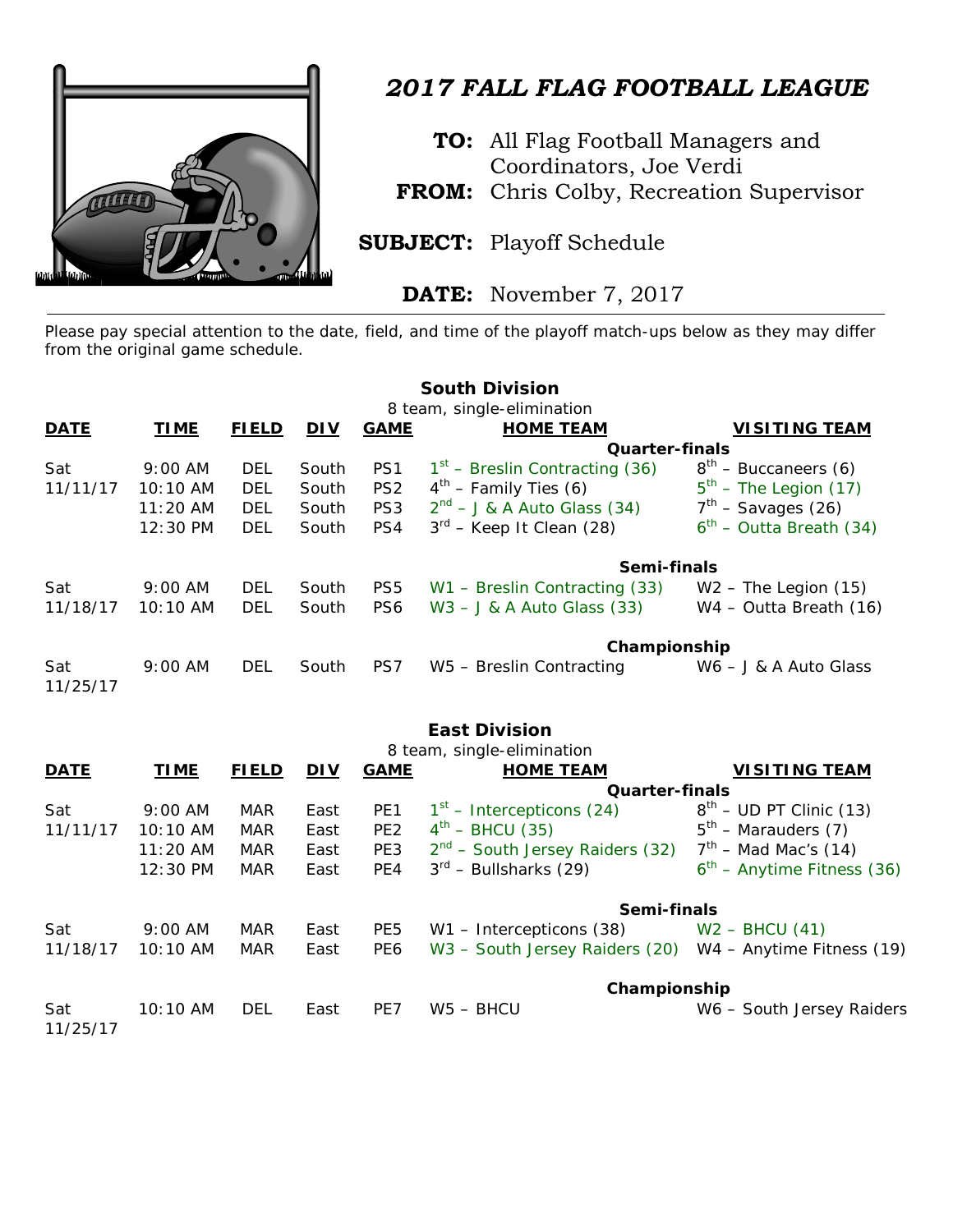# 2017 FALL FLAG FOOTBALL LEAGUE

**TO:** All Flag Football Managers and Coordinators, Joe Verdi
**FROM:** Chris Colby, Recreation Supervisor

**SUBJECT:** Playoff Schedule

**DATE:** November 7, 2017

---

Please pay special attention to the date, field, and time of the playoff match-ups below as they may differ from the original game schedule.

## South Division

8 team, single-elimination

| DATE | TIME | FIELD | DIV | GAME | HOME TEAM | VISITING TEAM |
|---|---|---|---|---|---|---|
| | | | | | **Quarter-finals** | |
| Sat 11/11/17 | 9:00 AM | DEL | South | PS1 | 1st – Breslin Contracting (36) | 8th – Buccaneers (6) |
| | 10:10 AM | DEL | South | PS2 | 4th – Family Ties (6) | 5th – The Legion (17) |
| | 11:20 AM | DEL | South | PS3 | 2nd – J & A Auto Glass (34) | 7th – Savages (26) |
| | 12:30 PM | DEL | South | PS4 | 3rd – Keep It Clean (28) | 6th – Outta Breath (34) |
| | | | | | **Semi-finals** | |
| Sat 11/18/17 | 9:00 AM | DEL | South | PS5 | W1 – Breslin Contracting (33) | W2 – The Legion (15) |
| | 10:10 AM | DEL | South | PS6 | W3 – J & A Auto Glass (33) | W4 – Outta Breath (16) |
| | | | | | **Championship** | |
| Sat 11/25/17 | 9:00 AM | DEL | South | PS7 | W5 – Breslin Contracting | W6 – J & A Auto Glass |

## East Division

8 team, single-elimination

| DATE | TIME | FIELD | DIV | GAME | HOME TEAM | VISITING TEAM |
|---|---|---|---|---|---|---|
| | | | | | **Quarter-finals** | |
| Sat 11/11/17 | 9:00 AM | MAR | East | PE1 | 1st – Intercepticons (24) | 8th – UD PT Clinic (13) |
| | 10:10 AM | MAR | East | PE2 | 4th – BHCU (35) | 5th – Marauders (7) |
| | 11:20 AM | MAR | East | PE3 | 2nd – South Jersey Raiders (32) | 7th – Mad Mac's (14) |
| | 12:30 PM | MAR | East | PE4 | 3rd – Bullsharks (29) | 6th – Anytime Fitness (36) |
| | | | | | **Semi-finals** | |
| Sat 11/18/17 | 9:00 AM | MAR | East | PE5 | W1 – Intercepticons (38) | W2 – BHCU (41) |
| | 10:10 AM | MAR | East | PE6 | W3 – South Jersey Raiders (20) | W4 – Anytime Fitness (19) |
| | | | | | **Championship** | |
| Sat 11/25/17 | 10:10 AM | DEL | East | PE7 | W5 – BHCU | W6 – South Jersey Raiders |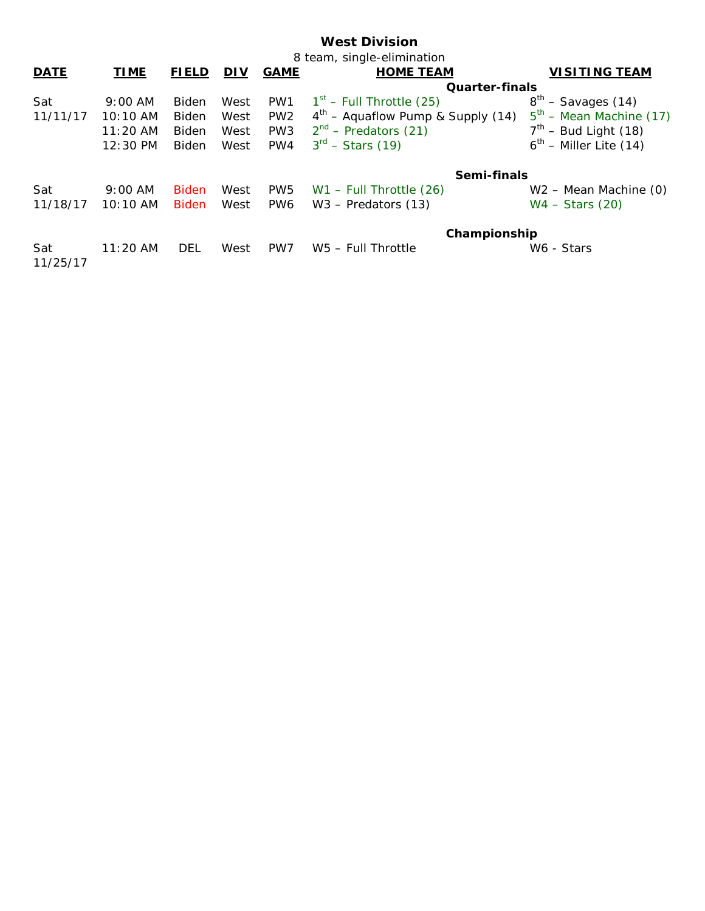## West Division

8 team, single-elimination

| DATE | TIME | FIELD | DIV | GAME | HOME TEAM | VISITING TEAM |
|---|---|---|---|---|---|---|
| | | | | | **Quarter-finals** | |
| Sat 11/11/17 | 9:00 AM | Biden | West | PW1 | 1st – Full Throttle (25) | 8th – Savages (14) |
| | 10:10 AM | Biden | West | PW2 | 4th – Aquaflow Pump & Supply (14) | 5th – Mean Machine (17) |
| | 11:20 AM | Biden | West | PW3 | 2nd – Predators (21) | 7th – Bud Light (18) |
| | 12:30 PM | Biden | West | PW4 | 3rd – Stars (19) | 6th – Miller Lite (14) |
| | | | | | **Semi-finals** | |
| Sat 11/18/17 | 9:00 AM | Biden | West | PW5 | W1 – Full Throttle (26) | W2 – Mean Machine (0) |
| | 10:10 AM | Biden | West | PW6 | W3 – Predators (13) | W4 – Stars (20) |
| | | | | | **Championship** | |
| Sat 11/25/17 | 11:20 AM | DEL | West | PW7 | W5 – Full Throttle | W6 - Stars |